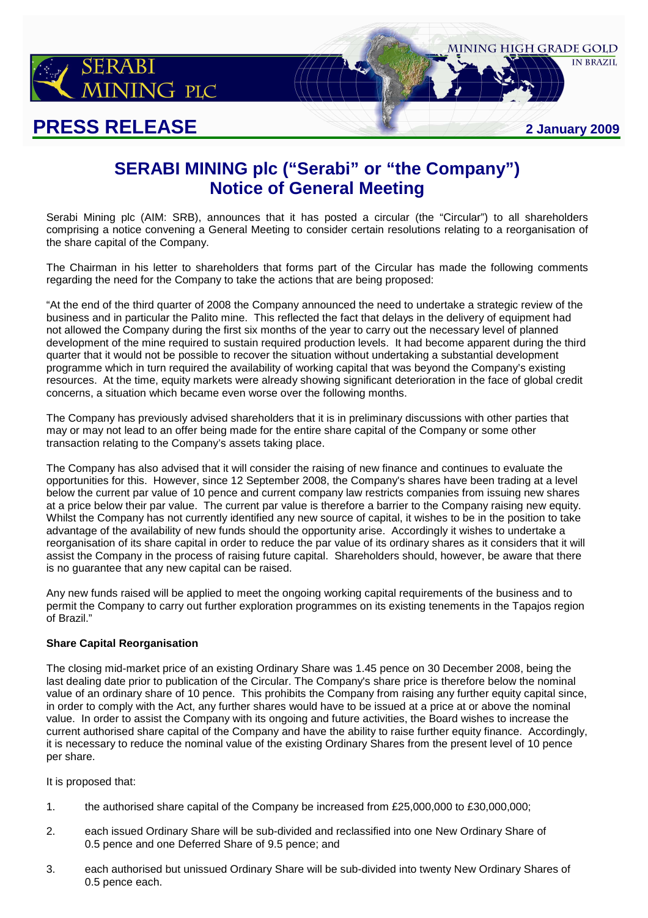SERABI MINING PLC

MINING HIGH GRADE GOLD IN BRAZIL

# PRESS RELEASE

2 January 2009

## SERABI MINING plc ("Serabi" or "the Company")
## Notice of General Meeting

Serabi Mining plc (AIM: SRB), announces that it has posted a circular (the "Circular") to all shareholders comprising a notice convening a General Meeting to consider certain resolutions relating to a reorganisation of the share capital of the Company.

The Chairman in his letter to shareholders that forms part of the Circular has made the following comments regarding the need for the Company to take the actions that are being proposed:

"At the end of the third quarter of 2008 the Company announced the need to undertake a strategic review of the business and in particular the Palito mine. This reflected the fact that delays in the delivery of equipment had not allowed the Company during the first six months of the year to carry out the necessary level of planned development of the mine required to sustain required production levels. It had become apparent during the third quarter that it would not be possible to recover the situation without undertaking a substantial development programme which in turn required the availability of working capital that was beyond the Company's existing resources. At the time, equity markets were already showing significant deterioration in the face of global credit concerns, a situation which became even worse over the following months.

The Company has previously advised shareholders that it is in preliminary discussions with other parties that may or may not lead to an offer being made for the entire share capital of the Company or some other transaction relating to the Company's assets taking place.

The Company has also advised that it will consider the raising of new finance and continues to evaluate the opportunities for this. However, since 12 September 2008, the Company's shares have been trading at a level below the current par value of 10 pence and current company law restricts companies from issuing new shares at a price below their par value. The current par value is therefore a barrier to the Company raising new equity. Whilst the Company has not currently identified any new source of capital, it wishes to be in the position to take advantage of the availability of new funds should the opportunity arise. Accordingly it wishes to undertake a reorganisation of its share capital in order to reduce the par value of its ordinary shares as it considers that it will assist the Company in the process of raising future capital. Shareholders should, however, be aware that there is no guarantee that any new capital can be raised.

Any new funds raised will be applied to meet the ongoing working capital requirements of the business and to permit the Company to carry out further exploration programmes on its existing tenements in the Tapajos region of Brazil."

**Share Capital Reorganisation**

The closing mid-market price of an existing Ordinary Share was 1.45 pence on 30 December 2008, being the last dealing date prior to publication of the Circular. The Company's share price is therefore below the nominal value of an ordinary share of 10 pence. This prohibits the Company from raising any further equity capital since, in order to comply with the Act, any further shares would have to be issued at a price at or above the nominal value. In order to assist the Company with its ongoing and future activities, the Board wishes to increase the current authorised share capital of the Company and have the ability to raise further equity finance. Accordingly, it is necessary to reduce the nominal value of the existing Ordinary Shares from the present level of 10 pence per share.

It is proposed that:

1. the authorised share capital of the Company be increased from £25,000,000 to £30,000,000;
2. each issued Ordinary Share will be sub-divided and reclassified into one New Ordinary Share of 0.5 pence and one Deferred Share of 9.5 pence; and
3. each authorised but unissued Ordinary Share will be sub-divided into twenty New Ordinary Shares of 0.5 pence each.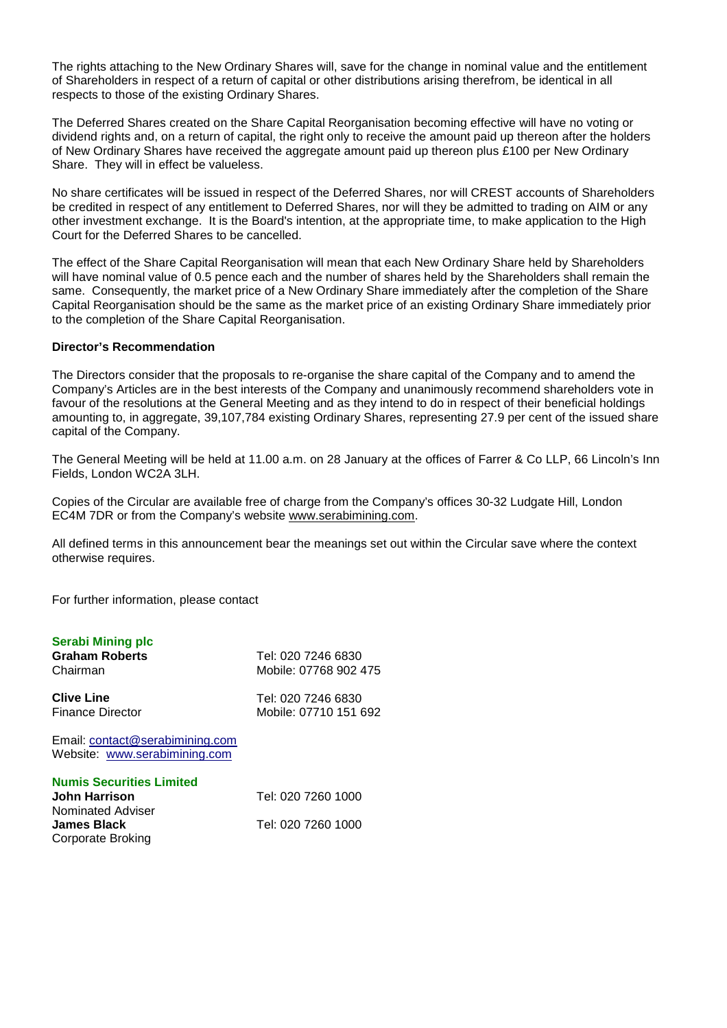The rights attaching to the New Ordinary Shares will, save for the change in nominal value and the entitlement of Shareholders in respect of a return of capital or other distributions arising therefrom, be identical in all respects to those of the existing Ordinary Shares.

The Deferred Shares created on the Share Capital Reorganisation becoming effective will have no voting or dividend rights and, on a return of capital, the right only to receive the amount paid up thereon after the holders of New Ordinary Shares have received the aggregate amount paid up thereon plus £100 per New Ordinary Share. They will in effect be valueless.

No share certificates will be issued in respect of the Deferred Shares, nor will CREST accounts of Shareholders be credited in respect of any entitlement to Deferred Shares, nor will they be admitted to trading on AIM or any other investment exchange. It is the Board's intention, at the appropriate time, to make application to the High Court for the Deferred Shares to be cancelled.

The effect of the Share Capital Reorganisation will mean that each New Ordinary Share held by Shareholders will have nominal value of 0.5 pence each and the number of shares held by the Shareholders shall remain the same. Consequently, the market price of a New Ordinary Share immediately after the completion of the Share Capital Reorganisation should be the same as the market price of an existing Ordinary Share immediately prior to the completion of the Share Capital Reorganisation.

**Director's Recommendation**

The Directors consider that the proposals to re-organise the share capital of the Company and to amend the Company's Articles are in the best interests of the Company and unanimously recommend shareholders vote in favour of the resolutions at the General Meeting and as they intend to do in respect of their beneficial holdings amounting to, in aggregate, 39,107,784 existing Ordinary Shares, representing 27.9 per cent of the issued share capital of the Company.

The General Meeting will be held at 11.00 a.m. on 28 January at the offices of Farrer & Co LLP, 66 Lincoln's Inn Fields, London WC2A 3LH.

Copies of the Circular are available free of charge from the Company's offices 30-32 Ludgate Hill, London EC4M 7DR or from the Company's website www.serabimining.com.

All defined terms in this announcement bear the meanings set out within the Circular save where the context otherwise requires.

For further information, please contact

**Serabi Mining plc**

| | |
|---|---|
| **Graham Roberts** | Tel: 020 7246 6830 |
| Chairman | Mobile: 07768 902 475 |
| **Clive Line** | Tel: 020 7246 6830 |
| Finance Director | Mobile: 07710 151 692 |

Email: contact@serabimining.com
Website: www.serabimining.com

**Numis Securities Limited**

| | |
|---|---|
| **John Harrison** | Tel: 020 7260 1000 |
| Nominated Adviser | |
| **James Black** | Tel: 020 7260 1000 |
| Corporate Broking | |